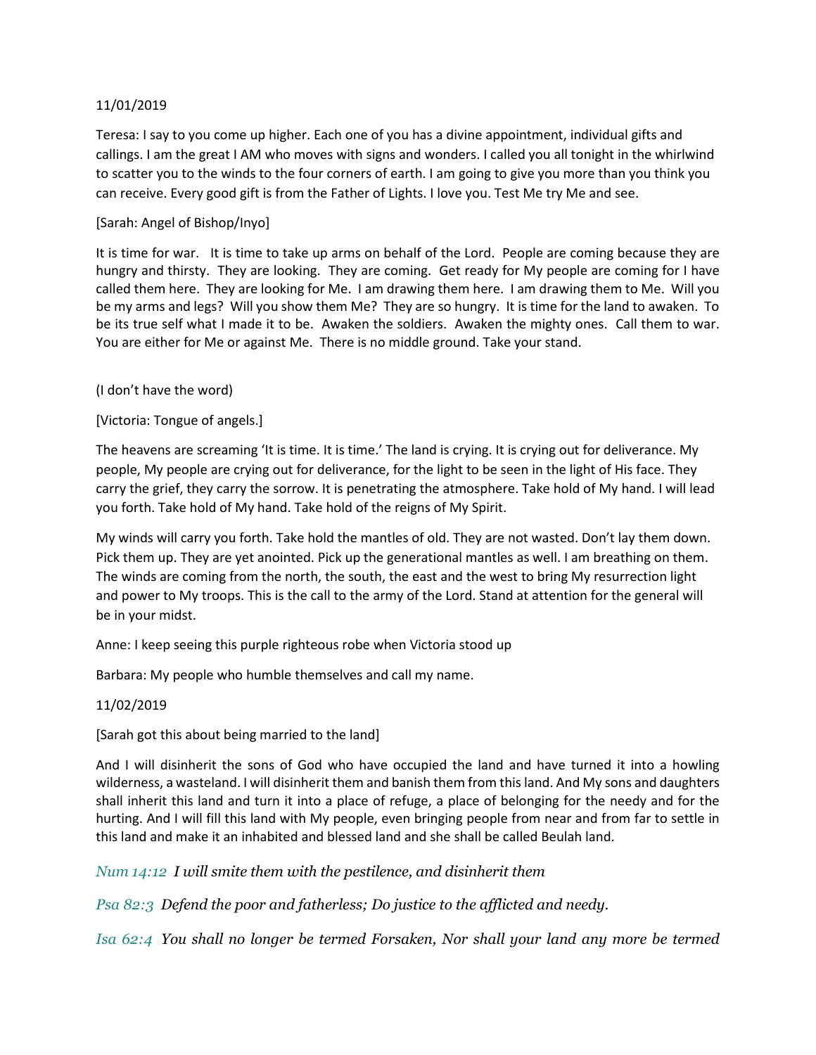11/01/2019

Teresa: I say to you come up higher. Each one of you has a divine appointment, individual gifts and callings. I am the great I AM who moves with signs and wonders. I called you all tonight in the whirlwind to scatter you to the winds to the four corners of earth. I am going to give you more than you think you can receive. Every good gift is from the Father of Lights. I love you. Test Me try Me and see.

[Sarah: Angel of Bishop/Inyo]

It is time for war. It is time to take up arms on behalf of the Lord. People are coming because they are hungry and thirsty. They are looking. They are coming. Get ready for My people are coming for I have called them here. They are looking for Me. I am drawing them here. I am drawing them to Me. Will you be my arms and legs? Will you show them Me? They are so hungry. It is time for the land to awaken. To be its true self what I made it to be. Awaken the soldiers. Awaken the mighty ones. Call them to war. You are either for Me or against Me. There is no middle ground. Take your stand.

(I don't have the word)

[Victoria: Tongue of angels.]

The heavens are screaming 'It is time. It is time.' The land is crying. It is crying out for deliverance. My people, My people are crying out for deliverance, for the light to be seen in the light of His face. They carry the grief, they carry the sorrow. It is penetrating the atmosphere. Take hold of My hand. I will lead you forth. Take hold of My hand. Take hold of the reigns of My Spirit.

My winds will carry you forth. Take hold the mantles of old. They are not wasted. Don't lay them down. Pick them up. They are yet anointed. Pick up the generational mantles as well. I am breathing on them. The winds are coming from the north, the south, the east and the west to bring My resurrection light and power to My troops. This is the call to the army of the Lord. Stand at attention for the general will be in your midst.

Anne: I keep seeing this purple righteous robe when Victoria stood up

Barbara: My people who humble themselves and call my name.

11/02/2019

[Sarah got this about being married to the land]

And I will disinherit the sons of God who have occupied the land and have turned it into a howling wilderness, a wasteland. I will disinherit them and banish them from this land. And My sons and daughters shall inherit this land and turn it into a place of refuge, a place of belonging for the needy and for the hurting. And I will fill this land with My people, even bringing people from near and from far to settle in this land and make it an inhabited and blessed land and she shall be called Beulah land.

*Num 14:12 I will smite them with the pestilence, and disinherit them*

*Psa 82:3 Defend the poor and fatherless; Do justice to the afflicted and needy.*

*Isa 62:4 You shall no longer be termed Forsaken, Nor shall your land any more be termed*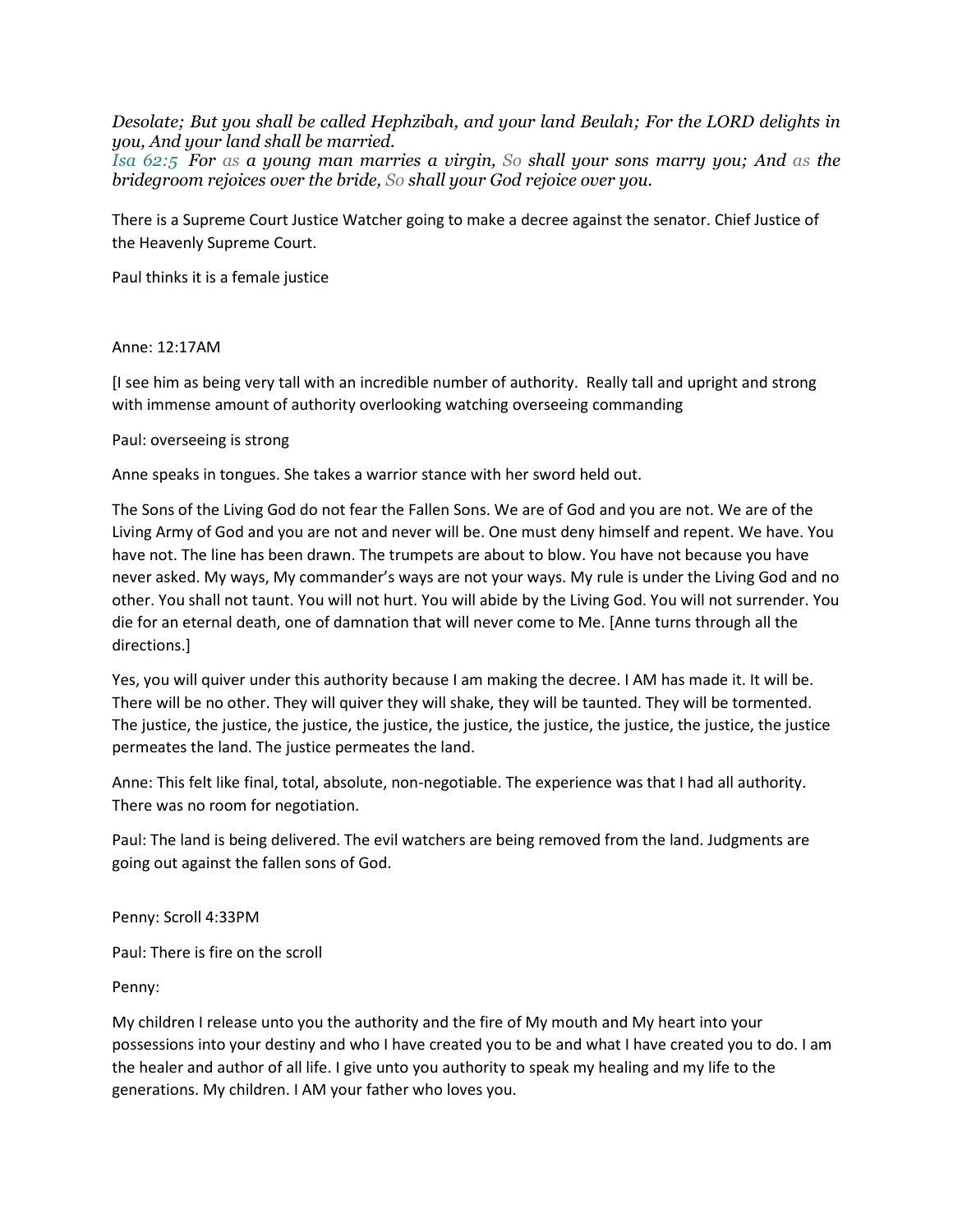*Desolate; But you shall be called Hephzibah, and your land Beulah; For the LORD delights in you, And your land shall be married.*
*Isa 62:5 For as a young man marries a virgin, So shall your sons marry you; And as the bridegroom rejoices over the bride, So shall your God rejoice over you.*

There is a Supreme Court Justice Watcher going to make a decree against the senator. Chief Justice of the Heavenly Supreme Court.

Paul thinks it is a female justice

Anne: 12:17AM

[I see him as being very tall with an incredible number of authority. Really tall and upright and strong with immense amount of authority overlooking watching overseeing commanding

Paul: overseeing is strong

Anne speaks in tongues. She takes a warrior stance with her sword held out.

The Sons of the Living God do not fear the Fallen Sons. We are of God and you are not. We are of the Living Army of God and you are not and never will be. One must deny himself and repent. We have. You have not. The line has been drawn. The trumpets are about to blow. You have not because you have never asked. My ways, My commander's ways are not your ways. My rule is under the Living God and no other. You shall not taunt. You will not hurt. You will abide by the Living God. You will not surrender. You die for an eternal death, one of damnation that will never come to Me. [Anne turns through all the directions.]

Yes, you will quiver under this authority because I am making the decree. I AM has made it. It will be. There will be no other. They will quiver they will shake, they will be taunted. They will be tormented. The justice, the justice, the justice, the justice, the justice, the justice, the justice, the justice, the justice permeates the land. The justice permeates the land.

Anne: This felt like final, total, absolute, non-negotiable. The experience was that I had all authority. There was no room for negotiation.

Paul: The land is being delivered. The evil watchers are being removed from the land. Judgments are going out against the fallen sons of God.

Penny: Scroll 4:33PM

Paul: There is fire on the scroll

Penny:

My children I release unto you the authority and the fire of My mouth and My heart into your possessions into your destiny and who I have created you to be and what I have created you to do. I am the healer and author of all life. I give unto you authority to speak my healing and my life to the generations. My children. I AM your father who loves you.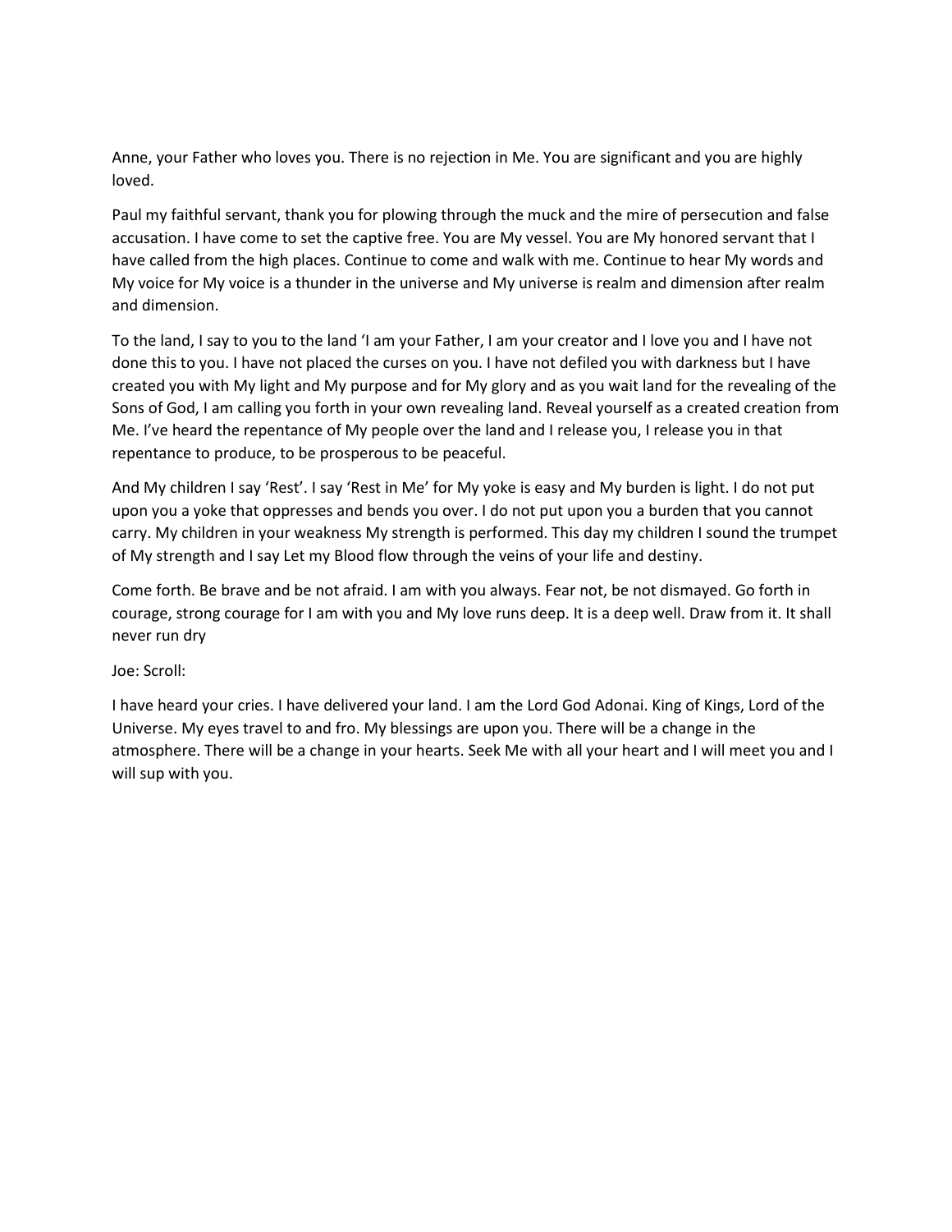Anne, your Father who loves you. There is no rejection in Me. You are significant and you are highly loved.

Paul my faithful servant, thank you for plowing through the muck and the mire of persecution and false accusation. I have come to set the captive free. You are My vessel. You are My honored servant that I have called from the high places. Continue to come and walk with me. Continue to hear My words and My voice for My voice is a thunder in the universe and My universe is realm and dimension after realm and dimension.

To the land, I say to you to the land 'I am your Father, I am your creator and I love you and I have not done this to you. I have not placed the curses on you. I have not defiled you with darkness but I have created you with My light and My purpose and for My glory and as you wait land for the revealing of the Sons of God, I am calling you forth in your own revealing land. Reveal yourself as a created creation from Me. I've heard the repentance of My people over the land and I release you, I release you in that repentance to produce, to be prosperous to be peaceful.

And My children I say 'Rest'. I say 'Rest in Me' for My yoke is easy and My burden is light. I do not put upon you a yoke that oppresses and bends you over. I do not put upon you a burden that you cannot carry. My children in your weakness My strength is performed. This day my children I sound the trumpet of My strength and I say Let my Blood flow through the veins of your life and destiny.

Come forth. Be brave and be not afraid. I am with you always. Fear not, be not dismayed. Go forth in courage, strong courage for I am with you and My love runs deep. It is a deep well. Draw from it. It shall never run dry

Joe: Scroll:

I have heard your cries. I have delivered your land. I am the Lord God Adonai. King of Kings, Lord of the Universe. My eyes travel to and fro. My blessings are upon you. There will be a change in the atmosphere. There will be a change in your hearts. Seek Me with all your heart and I will meet you and I will sup with you.